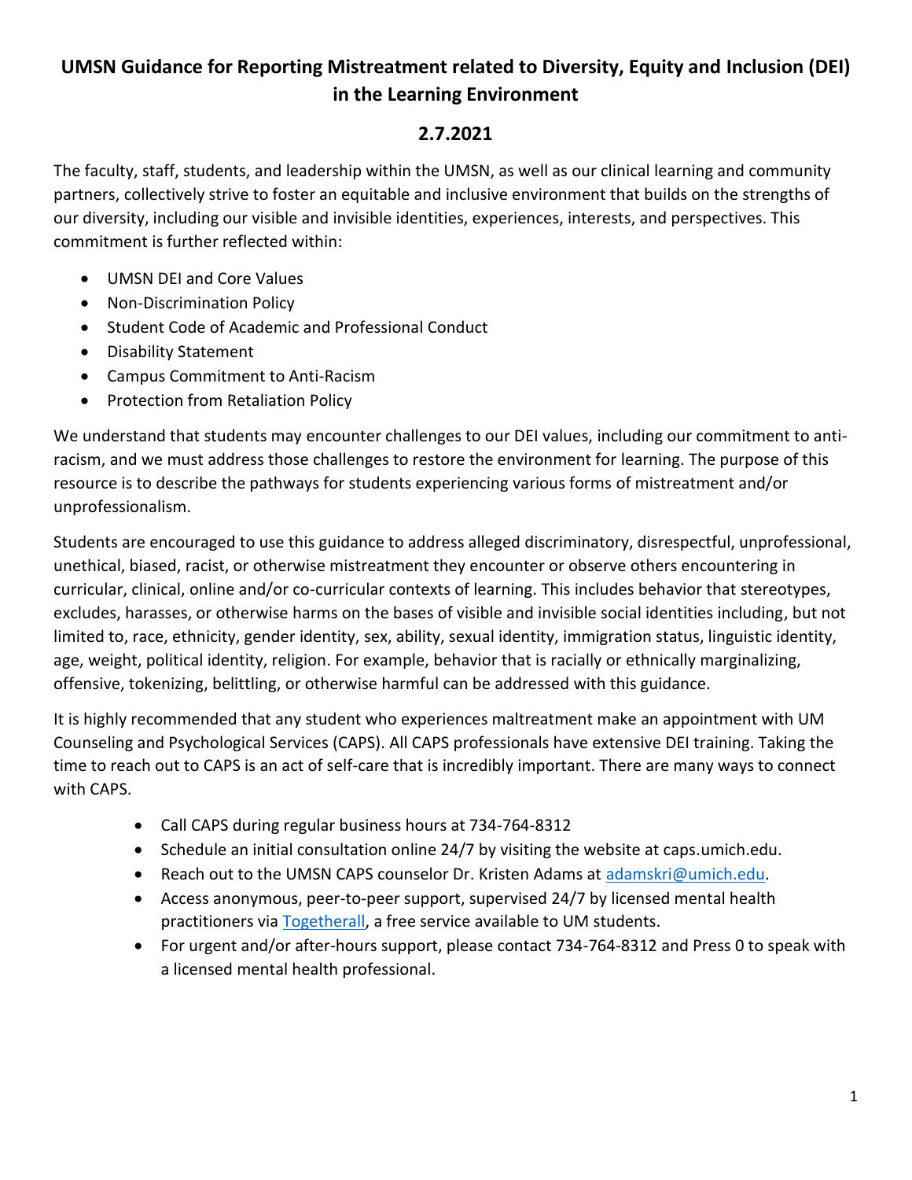# UMSN Guidance for Reporting Mistreatment related to Diversity, Equity and Inclusion (DEI) in the Learning Environment

## 2.7.2021

The faculty, staff, students, and leadership within the UMSN, as well as our clinical learning and community partners, collectively strive to foster an equitable and inclusive environment that builds on the strengths of our diversity, including our visible and invisible identities, experiences, interests, and perspectives. This commitment is further reflected within:

- UMSN DEI and Core Values
- Non-Discrimination Policy
- Student Code of Academic and Professional Conduct
- Disability Statement
- Campus Commitment to Anti-Racism
- Protection from Retaliation Policy

We understand that students may encounter challenges to our DEI values, including our commitment to anti-racism, and we must address those challenges to restore the environment for learning. The purpose of this resource is to describe the pathways for students experiencing various forms of mistreatment and/or unprofessionalism.

Students are encouraged to use this guidance to address alleged discriminatory, disrespectful, unprofessional, unethical, biased, racist, or otherwise mistreatment they encounter or observe others encountering in curricular, clinical, online and/or co-curricular contexts of learning. This includes behavior that stereotypes, excludes, harasses, or otherwise harms on the bases of visible and invisible social identities including, but not limited to, race, ethnicity, gender identity, sex, ability, sexual identity, immigration status, linguistic identity, age, weight, political identity, religion. For example, behavior that is racially or ethnically marginalizing, offensive, tokenizing, belittling, or otherwise harmful can be addressed with this guidance.

It is highly recommended that any student who experiences maltreatment make an appointment with UM Counseling and Psychological Services (CAPS). All CAPS professionals have extensive DEI training. Taking the time to reach out to CAPS is an act of self-care that is incredibly important. There are many ways to connect with CAPS.

- Call CAPS during regular business hours at 734-764-8312
- Schedule an initial consultation online 24/7 by visiting the website at caps.umich.edu.
- Reach out to the UMSN CAPS counselor Dr. Kristen Adams at adamskri@umich.edu.
- Access anonymous, peer-to-peer support, supervised 24/7 by licensed mental health practitioners via Togetherall, a free service available to UM students.
- For urgent and/or after-hours support, please contact 734-764-8312 and Press 0 to speak with a licensed mental health professional.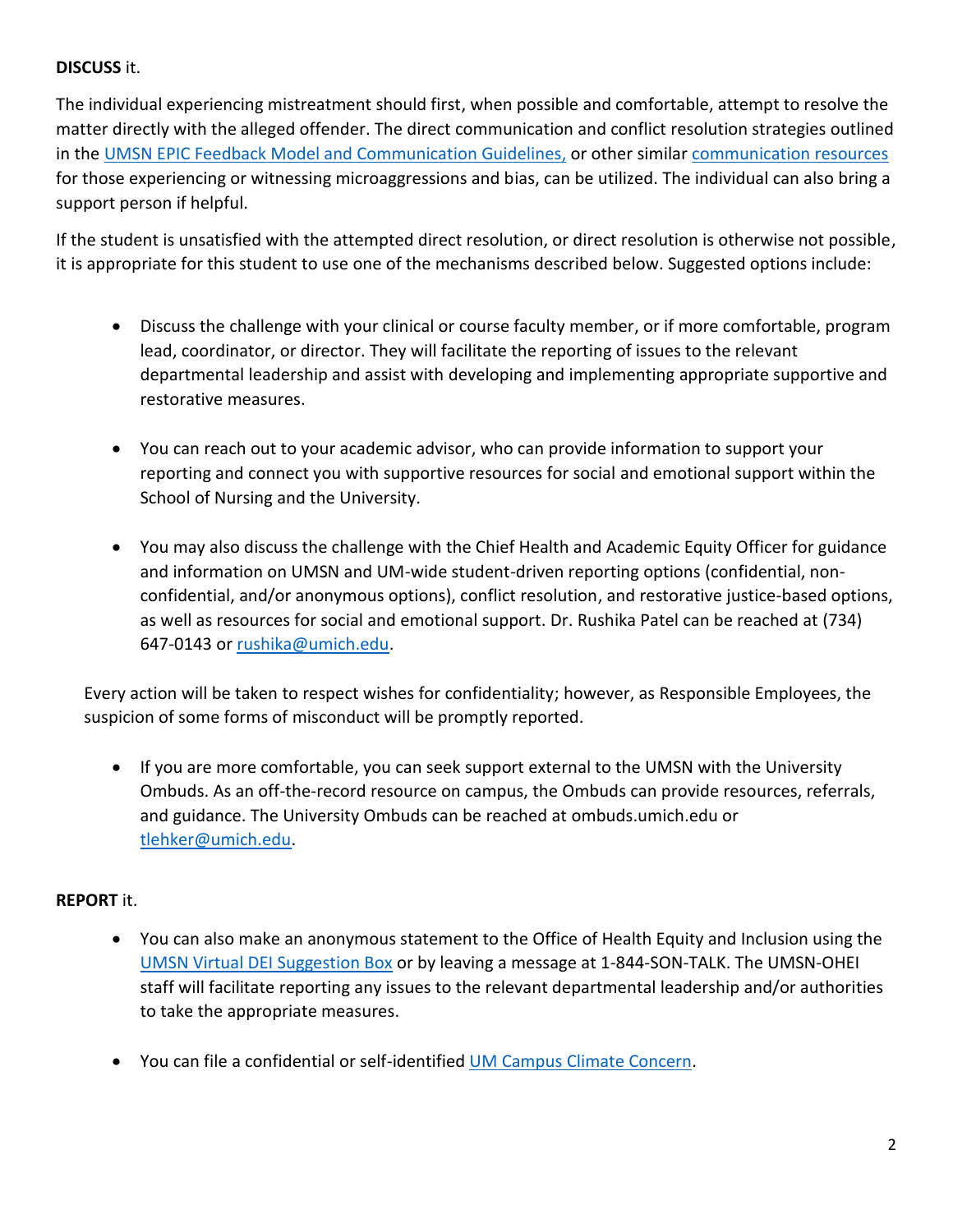**DISCUSS** it.

The individual experiencing mistreatment should first, when possible and comfortable, attempt to resolve the matter directly with the alleged offender. The direct communication and conflict resolution strategies outlined in the UMSN EPIC Feedback Model and Communication Guidelines, or other similar communication resources for those experiencing or witnessing microaggressions and bias, can be utilized. The individual can also bring a support person if helpful.

If the student is unsatisfied with the attempted direct resolution, or direct resolution is otherwise not possible, it is appropriate for this student to use one of the mechanisms described below. Suggested options include:

- Discuss the challenge with your clinical or course faculty member, or if more comfortable, program lead, coordinator, or director. They will facilitate the reporting of issues to the relevant departmental leadership and assist with developing and implementing appropriate supportive and restorative measures.

- You can reach out to your academic advisor, who can provide information to support your reporting and connect you with supportive resources for social and emotional support within the School of Nursing and the University.

- You may also discuss the challenge with the Chief Health and Academic Equity Officer for guidance and information on UMSN and UM-wide student-driven reporting options (confidential, non-confidential, and/or anonymous options), conflict resolution, and restorative justice-based options, as well as resources for social and emotional support. Dr. Rushika Patel can be reached at (734) 647-0143 or rushika@umich.edu.

Every action will be taken to respect wishes for confidentiality; however, as Responsible Employees, the suspicion of some forms of misconduct will be promptly reported.

- If you are more comfortable, you can seek support external to the UMSN with the University Ombuds. As an off-the-record resource on campus, the Ombuds can provide resources, referrals, and guidance. The University Ombuds can be reached at ombuds.umich.edu or tlehker@umich.edu.

**REPORT** it.

- You can also make an anonymous statement to the Office of Health Equity and Inclusion using the UMSN Virtual DEI Suggestion Box or by leaving a message at 1-844-SON-TALK. The UMSN-OHEI staff will facilitate reporting any issues to the relevant departmental leadership and/or authorities to take the appropriate measures.

- You can file a confidential or self-identified UM Campus Climate Concern.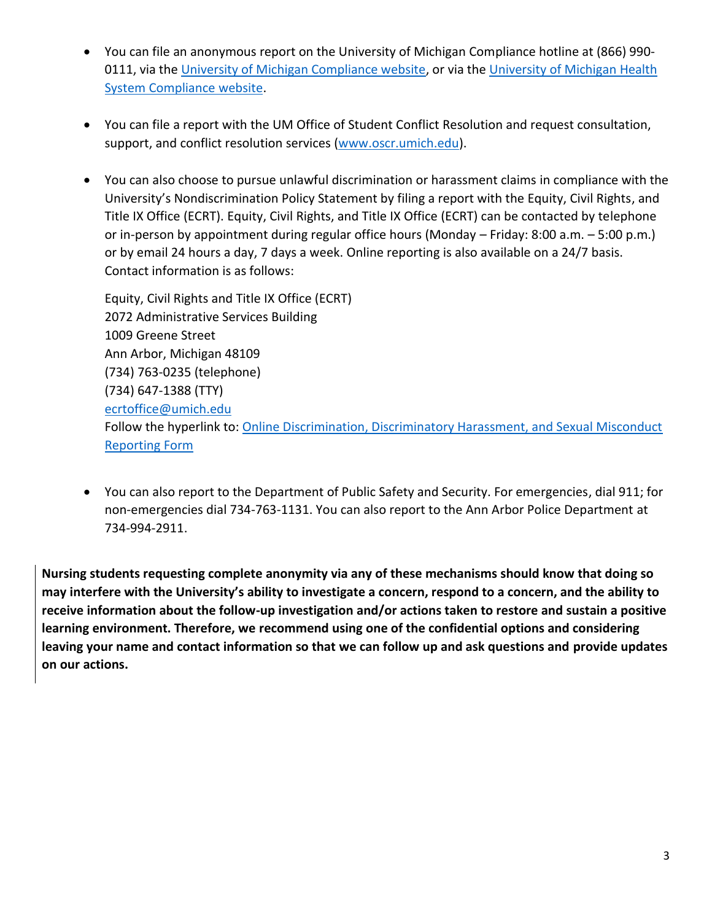- You can file an anonymous report on the University of Michigan Compliance hotline at (866) 990-0111, via the [University of Michigan Compliance website](), or via the [University of Michigan Health System Compliance website]().

- You can file a report with the UM Office of Student Conflict Resolution and request consultation, support, and conflict resolution services ([www.oscr.umich.edu]()).

- You can also choose to pursue unlawful discrimination or harassment claims in compliance with the University's Nondiscrimination Policy Statement by filing a report with the Equity, Civil Rights, and Title IX Office (ECRT). Equity, Civil Rights, and Title IX Office (ECRT) can be contacted by telephone or in-person by appointment during regular office hours (Monday – Friday: 8:00 a.m. – 5:00 p.m.) or by email 24 hours a day, 7 days a week. Online reporting is also available on a 24/7 basis. Contact information is as follows:

  Equity, Civil Rights and Title IX Office (ECRT)
  2072 Administrative Services Building
  1009 Greene Street
  Ann Arbor, Michigan 48109
  (734) 763-0235 (telephone)
  (734) 647-1388 (TTY)
  [ecrtoffice@umich.edu]()
  Follow the hyperlink to: [Online Discrimination, Discriminatory Harassment, and Sexual Misconduct Reporting Form]()

- You can also report to the Department of Public Safety and Security. For emergencies, dial 911; for non-emergencies dial 734-763-1131. You can also report to the Ann Arbor Police Department at 734-994-2911.

**Nursing students requesting complete anonymity via any of these mechanisms should know that doing so may interfere with the University's ability to investigate a concern, respond to a concern, and the ability to receive information about the follow-up investigation and/or actions taken to restore and sustain a positive learning environment. Therefore, we recommend using one of the confidential options and considering leaving your name and contact information so that we can follow up and ask questions and provide updates on our actions.**